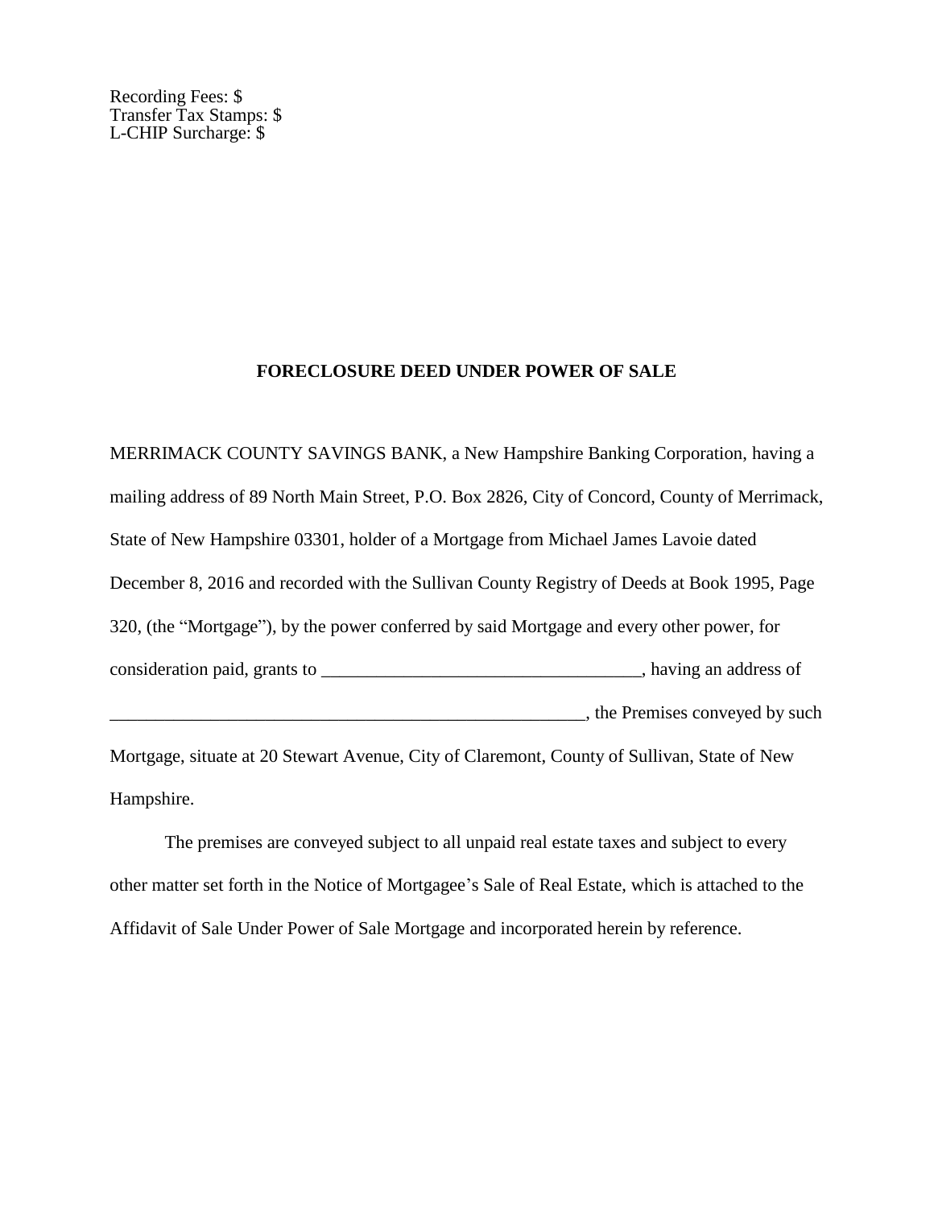Recording Fees: $
Transfer Tax Stamps: $
L-CHIP Surcharge: $

**FORECLOSURE DEED UNDER POWER OF SALE**

MERRIMACK COUNTY SAVINGS BANK, a New Hampshire Banking Corporation, having a mailing address of 89 North Main Street, P.O. Box 2826, City of Concord, County of Merrimack, State of New Hampshire 03301, holder of a Mortgage from Michael James Lavoie dated December 8, 2016 and recorded with the Sullivan County Registry of Deeds at Book 1995, Page 320, (the "Mortgage"), by the power conferred by said Mortgage and every other power, for consideration paid, grants to ___________________________________, having an address of _____________________________________________________, the Premises conveyed by such Mortgage, situate at 20 Stewart Avenue, City of Claremont, County of Sullivan, State of New Hampshire.

The premises are conveyed subject to all unpaid real estate taxes and subject to every other matter set forth in the Notice of Mortgagee's Sale of Real Estate, which is attached to the Affidavit of Sale Under Power of Sale Mortgage and incorporated herein by reference.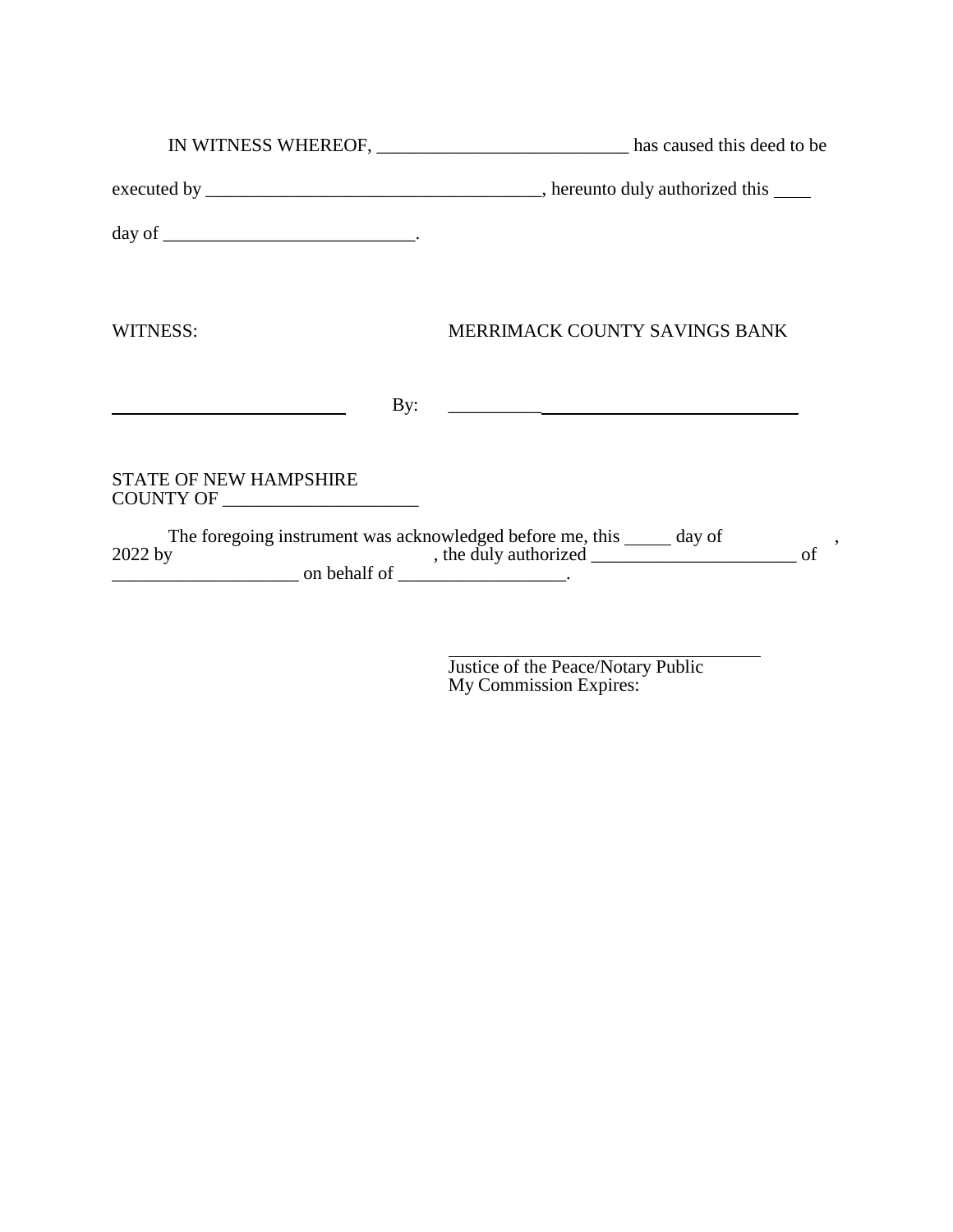IN WITNESS WHEREOF, ___________________________ has caused this deed to be executed by ____________________________________, hereunto duly authorized this ____ day of ___________________________.

WITNESS: MERRIMACK COUNTY SAVINGS BANK

__________________________ By: ______________________________________

STATE OF NEW HAMPSHIRE
COUNTY OF ____________________

The foregoing instrument was acknowledged before me, this _____ day of , 2022 by , the duly authorized ______________________ of ____________________ on behalf of __________________.

___________________________________
Justice of the Peace/Notary Public
My Commission Expires: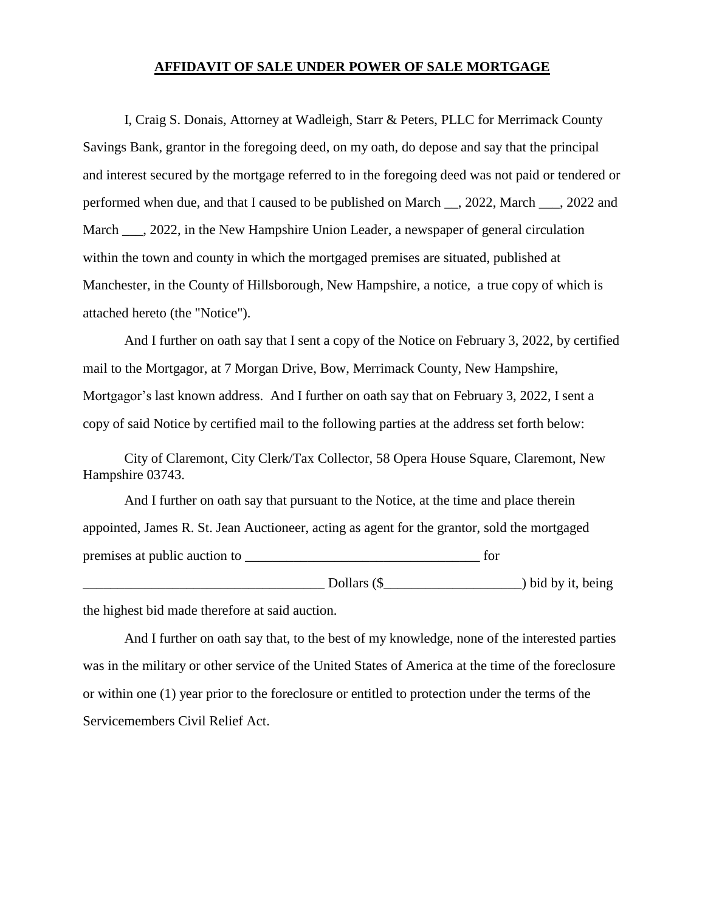**AFFIDAVIT OF SALE UNDER POWER OF SALE MORTGAGE**

I, Craig S. Donais, Attorney at Wadleigh, Starr & Peters, PLLC for Merrimack County Savings Bank, grantor in the foregoing deed, on my oath, do depose and say that the principal and interest secured by the mortgage referred to in the foregoing deed was not paid or tendered or performed when due, and that I caused to be published on March __, 2022, March ___, 2022 and March ___, 2022, in the New Hampshire Union Leader, a newspaper of general circulation within the town and county in which the mortgaged premises are situated, published at Manchester, in the County of Hillsborough, New Hampshire, a notice, a true copy of which is attached hereto (the "Notice").

And I further on oath say that I sent a copy of the Notice on February 3, 2022, by certified mail to the Mortgagor, at 7 Morgan Drive, Bow, Merrimack County, New Hampshire, Mortgagor's last known address. And I further on oath say that on February 3, 2022, I sent a copy of said Notice by certified mail to the following parties at the address set forth below:

City of Claremont, City Clerk/Tax Collector, 58 Opera House Square, Claremont, New Hampshire 03743.

And I further on oath say that pursuant to the Notice, at the time and place therein appointed, James R. St. Jean Auctioneer, acting as agent for the grantor, sold the mortgaged premises at public auction to __________________________________ for __________________________________ Dollars ($___________________) bid by it, being the highest bid made therefore at said auction.

And I further on oath say that, to the best of my knowledge, none of the interested parties was in the military or other service of the United States of America at the time of the foreclosure or within one (1) year prior to the foreclosure or entitled to protection under the terms of the Servicemembers Civil Relief Act.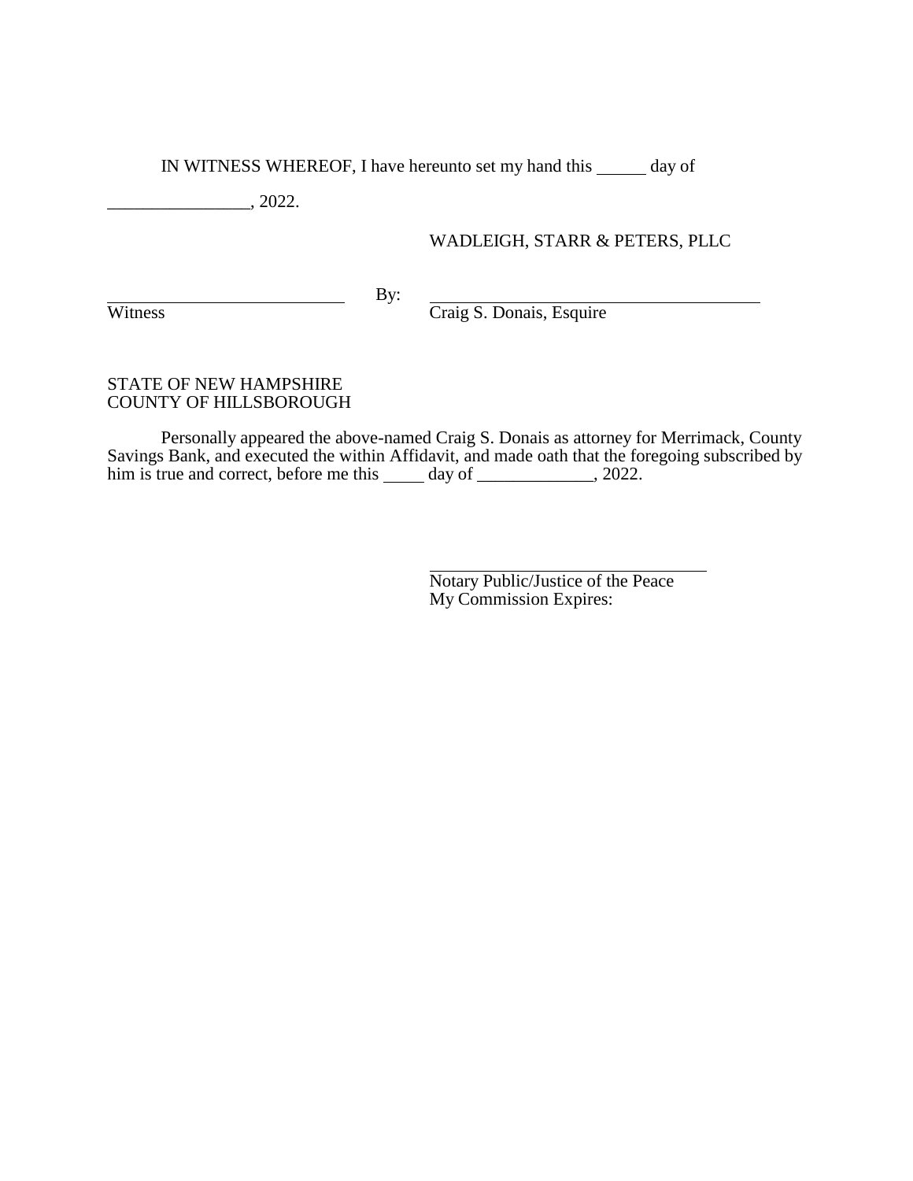IN WITNESS WHEREOF, I have hereunto set my hand this ______ day of ________________, 2022.

WADLEIGH, STARR & PETERS, PLLC

____________________________ By: ______________________________________

Witness Craig S. Donais, Esquire

STATE OF NEW HAMPSHIRE
COUNTY OF HILLSBOROUGH

Personally appeared the above-named Craig S. Donais as attorney for Merrimack, County Savings Bank, and executed the within Affidavit, and made oath that the foregoing subscribed by him is true and correct, before me this _____ day of _____________, 2022.

________________________________

Notary Public/Justice of the Peace
My Commission Expires: